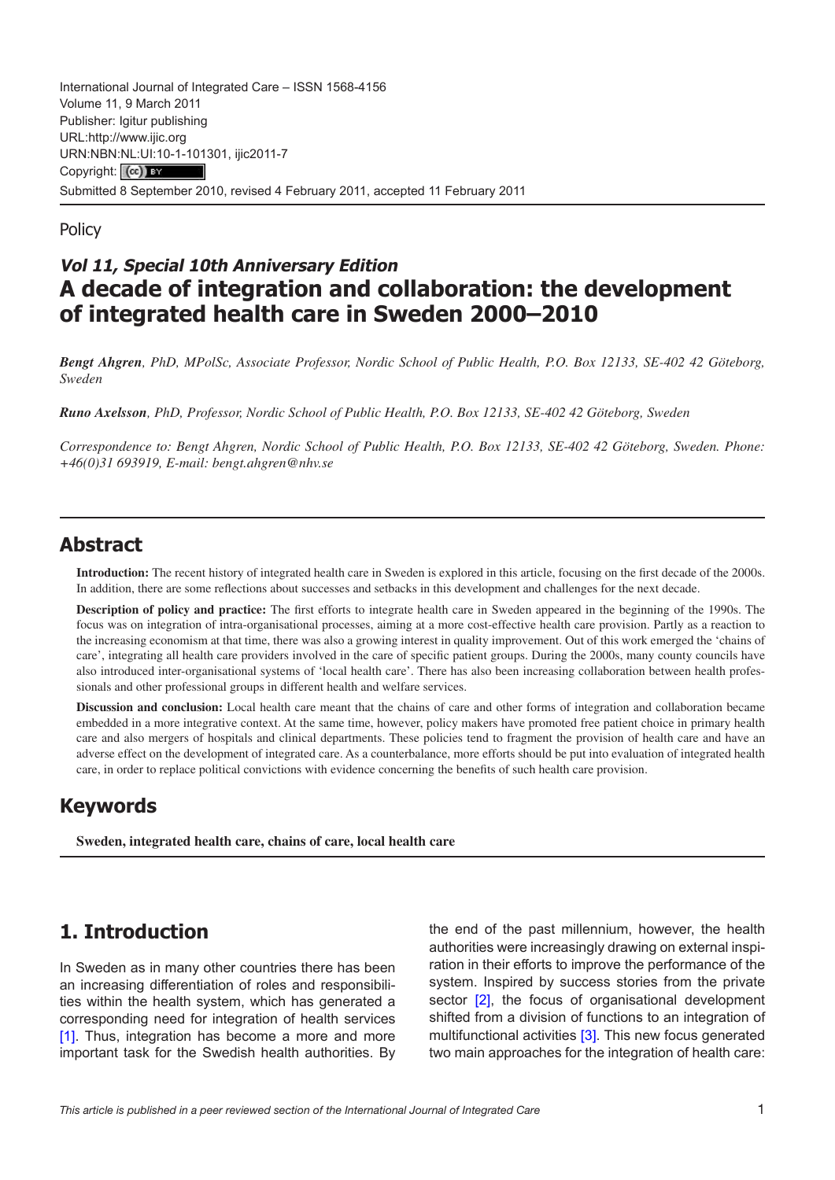International Journal of Integrated Care – ISSN 1568-4156
Volume 11, 9 March 2011
Publisher: Igitur publishing
URL:http://www.ijic.org
URN:NBN:NL:UI:10-1-101301, ijic2011-7
Copyright: (cc) BY
Submitted 8 September 2010, revised 4 February 2011, accepted 11 February 2011

Policy

## *Vol 11, Special 10th Anniversary Edition*

# A decade of integration and collaboration: the development of integrated health care in Sweden 2000–2010

***Bengt Ahgren***, *PhD, MPolSc, Associate Professor, Nordic School of Public Health, P.O. Box 12133, SE-402 42 Göteborg, Sweden*

***Runo Axelsson***, *PhD, Professor, Nordic School of Public Health, P.O. Box 12133, SE-402 42 Göteborg, Sweden*

*Correspondence to: Bengt Ahgren, Nordic School of Public Health, P.O. Box 12133, SE-402 42 Göteborg, Sweden. Phone: +46(0)31 693919, E-mail: bengt.ahgren@nhv.se*

## Abstract

**Introduction:** The recent history of integrated health care in Sweden is explored in this article, focusing on the first decade of the 2000s. In addition, there are some reflections about successes and setbacks in this development and challenges for the next decade.

**Description of policy and practice:** The first efforts to integrate health care in Sweden appeared in the beginning of the 1990s. The focus was on integration of intra-organisational processes, aiming at a more cost-effective health care provision. Partly as a reaction to the increasing economism at that time, there was also a growing interest in quality improvement. Out of this work emerged the 'chains of care', integrating all health care providers involved in the care of specific patient groups. During the 2000s, many county councils have also introduced inter-organisational systems of 'local health care'. There has also been increasing collaboration between health professionals and other professional groups in different health and welfare services.

**Discussion and conclusion:** Local health care meant that the chains of care and other forms of integration and collaboration became embedded in a more integrative context. At the same time, however, policy makers have promoted free patient choice in primary health care and also mergers of hospitals and clinical departments. These policies tend to fragment the provision of health care and have an adverse effect on the development of integrated care. As a counterbalance, more efforts should be put into evaluation of integrated health care, in order to replace political convictions with evidence concerning the benefits of such health care provision.

## Keywords

**Sweden, integrated health care, chains of care, local health care**

## 1. Introduction

In Sweden as in many other countries there has been an increasing differentiation of roles and responsibilities within the health system, which has generated a corresponding need for integration of health services [1]. Thus, integration has become a more and more important task for the Swedish health authorities. By the end of the past millennium, however, the health authorities were increasingly drawing on external inspiration in their efforts to improve the performance of the system. Inspired by success stories from the private sector [2], the focus of organisational development shifted from a division of functions to an integration of multifunctional activities [3]. This new focus generated two main approaches for the integration of health care: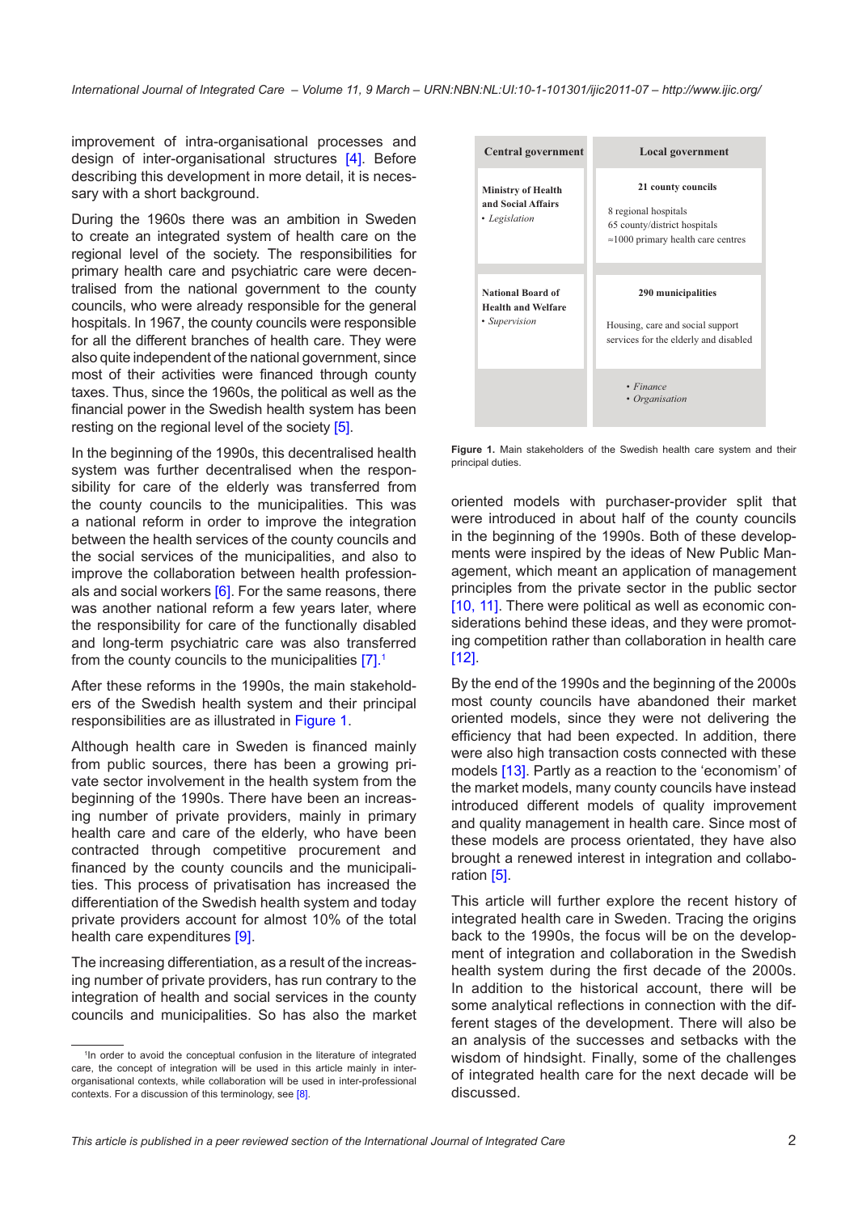improvement of intra-organisational processes and design of inter-organisational structures [4]. Before describing this development in more detail, it is necessary with a short background.

During the 1960s there was an ambition in Sweden to create an integrated system of health care on the regional level of the society. The responsibilities for primary health care and psychiatric care were decentralised from the national government to the county councils, who were already responsible for the general hospitals. In 1967, the county councils were responsible for all the different branches of health care. They were also quite independent of the national government, since most of their activities were financed through county taxes. Thus, since the 1960s, the political as well as the financial power in the Swedish health system has been resting on the regional level of the society [5].

In the beginning of the 1990s, this decentralised health system was further decentralised when the responsibility for care of the elderly was transferred from the county councils to the municipalities. This was a national reform in order to improve the integration between the health services of the county councils and the social services of the municipalities, and also to improve the collaboration between health professionals and social workers [6]. For the same reasons, there was another national reform a few years later, where the responsibility for care of the functionally disabled and long-term psychiatric care was also transferred from the county councils to the municipalities [7].[1]

After these reforms in the 1990s, the main stakeholders of the Swedish health system and their principal responsibilities are as illustrated in Figure 1.

Although health care in Sweden is financed mainly from public sources, there has been a growing private sector involvement in the health system from the beginning of the 1990s. There have been an increasing number of private providers, mainly in primary health care and care of the elderly, who have been contracted through competitive procurement and financed by the county councils and the municipalities. This process of privatisation has increased the differentiation of the Swedish health system and today private providers account for almost 10% of the total health care expenditures [9].

The increasing differentiation, as a result of the increasing number of private providers, has run contrary to the integration of health and social services in the county councils and municipalities. So has also the market

| Central government | Local government |
|---|---|
| **Ministry of Health and Social Affairs**<br>• *Legislation* | **21 county councils**<br>8 regional hospitals<br>65 county/district hospitals<br>≈1000 primary health care centres |
| **National Board of Health and Welfare**<br>• *Supervision* | **290 municipalities**<br>Housing, care and social support services for the elderly and disabled |
| | • *Finance*<br>• *Organisation* |

**Figure 1.** Main stakeholders of the Swedish health care system and their principal duties.

oriented models with purchaser-provider split that were introduced in about half of the county councils in the beginning of the 1990s. Both of these developments were inspired by the ideas of New Public Management, which meant an application of management principles from the private sector in the public sector [10, 11]. There were political as well as economic considerations behind these ideas, and they were promoting competition rather than collaboration in health care [12].

By the end of the 1990s and the beginning of the 2000s most county councils have abandoned their market oriented models, since they were not delivering the efficiency that had been expected. In addition, there were also high transaction costs connected with these models [13]. Partly as a reaction to the 'economism' of the market models, many county councils have instead introduced different models of quality improvement and quality management in health care. Since most of these models are process orientated, they have also brought a renewed interest in integration and collaboration [5].

This article will further explore the recent history of integrated health care in Sweden. Tracing the origins back to the 1990s, the focus will be on the development of integration and collaboration in the Swedish health system during the first decade of the 2000s. In addition to the historical account, there will be some analytical reflections in connection with the different stages of the development. There will also be an analysis of the successes and setbacks with the wisdom of hindsight. Finally, some of the challenges of integrated health care for the next decade will be discussed.

[1] In order to avoid the conceptual confusion in the literature of integrated care, the concept of integration will be used in this article mainly in inter-organisational contexts, while collaboration will be used in inter-professional contexts. For a discussion of this terminology, see [8].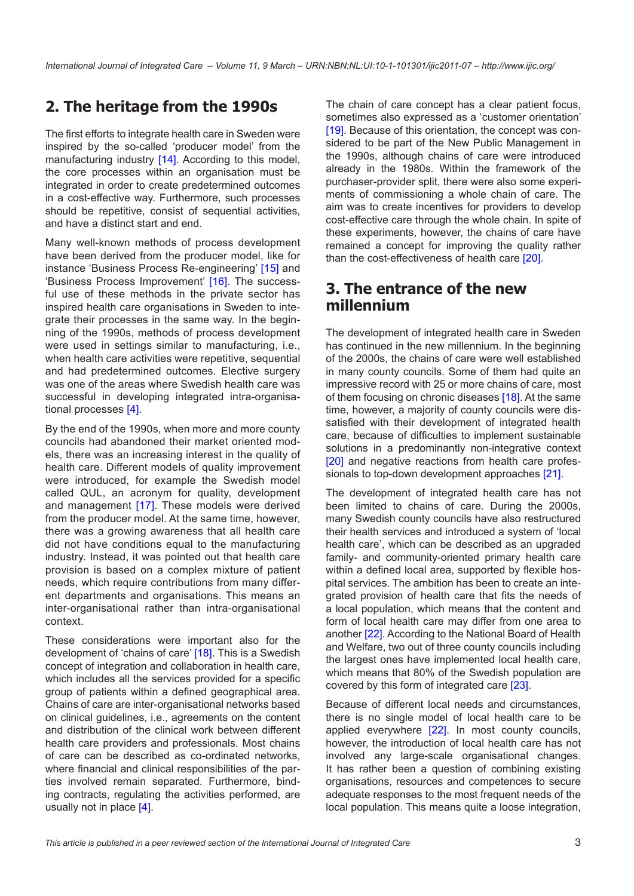## 2. The heritage from the 1990s

The first efforts to integrate health care in Sweden were inspired by the so-called 'producer model' from the manufacturing industry [14]. According to this model, the core processes within an organisation must be integrated in order to create predetermined outcomes in a cost-effective way. Furthermore, such processes should be repetitive, consist of sequential activities, and have a distinct start and end.

Many well-known methods of process development have been derived from the producer model, like for instance 'Business Process Re-engineering' [15] and 'Business Process Improvement' [16]. The successful use of these methods in the private sector has inspired health care organisations in Sweden to integrate their processes in the same way. In the beginning of the 1990s, methods of process development were used in settings similar to manufacturing, i.e., when health care activities were repetitive, sequential and had predetermined outcomes. Elective surgery was one of the areas where Swedish health care was successful in developing integrated intra-organisational processes [4].

By the end of the 1990s, when more and more county councils had abandoned their market oriented models, there was an increasing interest in the quality of health care. Different models of quality improvement were introduced, for example the Swedish model called QUL, an acronym for quality, development and management [17]. These models were derived from the producer model. At the same time, however, there was a growing awareness that all health care did not have conditions equal to the manufacturing industry. Instead, it was pointed out that health care provision is based on a complex mixture of patient needs, which require contributions from many different departments and organisations. This means an inter-organisational rather than intra-organisational context.

These considerations were important also for the development of 'chains of care' [18]. This is a Swedish concept of integration and collaboration in health care, which includes all the services provided for a specific group of patients within a defined geographical area. Chains of care are inter-organisational networks based on clinical guidelines, i.e., agreements on the content and distribution of the clinical work between different health care providers and professionals. Most chains of care can be described as co-ordinated networks, where financial and clinical responsibilities of the parties involved remain separated. Furthermore, binding contracts, regulating the activities performed, are usually not in place [4].

The chain of care concept has a clear patient focus, sometimes also expressed as a 'customer orientation' [19]. Because of this orientation, the concept was considered to be part of the New Public Management in the 1990s, although chains of care were introduced already in the 1980s. Within the framework of the purchaser-provider split, there were also some experiments of commissioning a whole chain of care. The aim was to create incentives for providers to develop cost-effective care through the whole chain. In spite of these experiments, however, the chains of care have remained a concept for improving the quality rather than the cost-effectiveness of health care [20].

## 3. The entrance of the new millennium

The development of integrated health care in Sweden has continued in the new millennium. In the beginning of the 2000s, the chains of care were well established in many county councils. Some of them had quite an impressive record with 25 or more chains of care, most of them focusing on chronic diseases [18]. At the same time, however, a majority of county councils were dissatisfied with their development of integrated health care, because of difficulties to implement sustainable solutions in a predominantly non-integrative context [20] and negative reactions from health care professionals to top-down development approaches [21].

The development of integrated health care has not been limited to chains of care. During the 2000s, many Swedish county councils have also restructured their health services and introduced a system of 'local health care', which can be described as an upgraded family- and community-oriented primary health care within a defined local area, supported by flexible hospital services. The ambition has been to create an integrated provision of health care that fits the needs of a local population, which means that the content and form of local health care may differ from one area to another [22]. According to the National Board of Health and Welfare, two out of three county councils including the largest ones have implemented local health care, which means that 80% of the Swedish population are covered by this form of integrated care [23].

Because of different local needs and circumstances, there is no single model of local health care to be applied everywhere [22]. In most county councils, however, the introduction of local health care has not involved any large-scale organisational changes. It has rather been a question of combining existing organisations, resources and competences to secure adequate responses to the most frequent needs of the local population. This means quite a loose integration,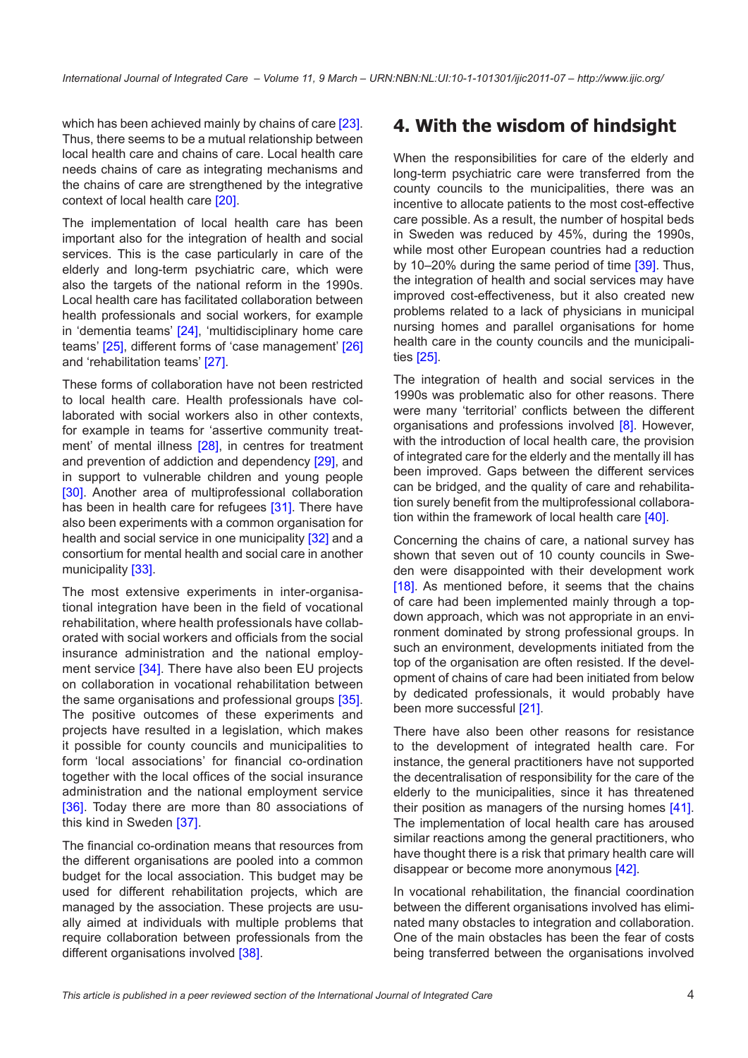which has been achieved mainly by chains of care [23]. Thus, there seems to be a mutual relationship between local health care and chains of care. Local health care needs chains of care as integrating mechanisms and the chains of care are strengthened by the integrative context of local health care [20].

The implementation of local health care has been important also for the integration of health and social services. This is the case particularly in care of the elderly and long-term psychiatric care, which were also the targets of the national reform in the 1990s. Local health care has facilitated collaboration between health professionals and social workers, for example in 'dementia teams' [24], 'multidisciplinary home care teams' [25], different forms of 'case management' [26] and 'rehabilitation teams' [27].

These forms of collaboration have not been restricted to local health care. Health professionals have collaborated with social workers also in other contexts, for example in teams for 'assertive community treatment' of mental illness [28], in centres for treatment and prevention of addiction and dependency [29], and in support to vulnerable children and young people [30]. Another area of multiprofessional collaboration has been in health care for refugees [31]. There have also been experiments with a common organisation for health and social service in one municipality [32] and a consortium for mental health and social care in another municipality [33].

The most extensive experiments in inter-organisational integration have been in the field of vocational rehabilitation, where health professionals have collaborated with social workers and officials from the social insurance administration and the national employment service [34]. There have also been EU projects on collaboration in vocational rehabilitation between the same organisations and professional groups [35]. The positive outcomes of these experiments and projects have resulted in a legislation, which makes it possible for county councils and municipalities to form 'local associations' for financial co-ordination together with the local offices of the social insurance administration and the national employment service [36]. Today there are more than 80 associations of this kind in Sweden [37].

The financial co-ordination means that resources from the different organisations are pooled into a common budget for the local association. This budget may be used for different rehabilitation projects, which are managed by the association. These projects are usually aimed at individuals with multiple problems that require collaboration between professionals from the different organisations involved [38].

## 4. With the wisdom of hindsight

When the responsibilities for care of the elderly and long-term psychiatric care were transferred from the county councils to the municipalities, there was an incentive to allocate patients to the most cost-effective care possible. As a result, the number of hospital beds in Sweden was reduced by 45%, during the 1990s, while most other European countries had a reduction by 10–20% during the same period of time [39]. Thus, the integration of health and social services may have improved cost-effectiveness, but it also created new problems related to a lack of physicians in municipal nursing homes and parallel organisations for home health care in the county councils and the municipalities [25].

The integration of health and social services in the 1990s was problematic also for other reasons. There were many 'territorial' conflicts between the different organisations and professions involved [8]. However, with the introduction of local health care, the provision of integrated care for the elderly and the mentally ill has been improved. Gaps between the different services can be bridged, and the quality of care and rehabilitation surely benefit from the multiprofessional collaboration within the framework of local health care [40].

Concerning the chains of care, a national survey has shown that seven out of 10 county councils in Sweden were disappointed with their development work [18]. As mentioned before, it seems that the chains of care had been implemented mainly through a top-down approach, which was not appropriate in an environment dominated by strong professional groups. In such an environment, developments initiated from the top of the organisation are often resisted. If the development of chains of care had been initiated from below by dedicated professionals, it would probably have been more successful [21].

There have also been other reasons for resistance to the development of integrated health care. For instance, the general practitioners have not supported the decentralisation of responsibility for the care of the elderly to the municipalities, since it has threatened their position as managers of the nursing homes [41]. The implementation of local health care has aroused similar reactions among the general practitioners, who have thought there is a risk that primary health care will disappear or become more anonymous [42].

In vocational rehabilitation, the financial coordination between the different organisations involved has eliminated many obstacles to integration and collaboration. One of the main obstacles has been the fear of costs being transferred between the organisations involved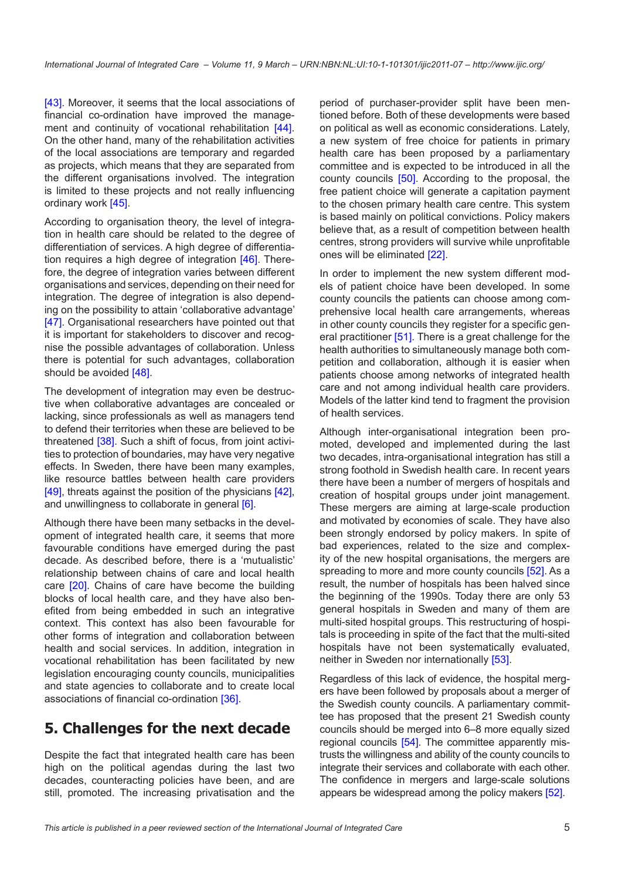[43]. Moreover, it seems that the local associations of financial co-ordination have improved the management and continuity of vocational rehabilitation [44]. On the other hand, many of the rehabilitation activities of the local associations are temporary and regarded as projects, which means that they are separated from the different organisations involved. The integration is limited to these projects and not really influencing ordinary work [45].

According to organisation theory, the level of integration in health care should be related to the degree of differentiation of services. A high degree of differentiation requires a high degree of integration [46]. Therefore, the degree of integration varies between different organisations and services, depending on their need for integration. The degree of integration is also depending on the possibility to attain 'collaborative advantage' [47]. Organisational researchers have pointed out that it is important for stakeholders to discover and recognise the possible advantages of collaboration. Unless there is potential for such advantages, collaboration should be avoided [48].

The development of integration may even be destructive when collaborative advantages are concealed or lacking, since professionals as well as managers tend to defend their territories when these are believed to be threatened [38]. Such a shift of focus, from joint activities to protection of boundaries, may have very negative effects. In Sweden, there have been many examples, like resource battles between health care providers [49], threats against the position of the physicians [42], and unwillingness to collaborate in general [6].

Although there have been many setbacks in the development of integrated health care, it seems that more favourable conditions have emerged during the past decade. As described before, there is a 'mutualistic' relationship between chains of care and local health care [20]. Chains of care have become the building blocks of local health care, and they have also benefited from being embedded in such an integrative context. This context has also been favourable for other forms of integration and collaboration between health and social services. In addition, integration in vocational rehabilitation has been facilitated by new legislation encouraging county councils, municipalities and state agencies to collaborate and to create local associations of financial co-ordination [36].

## 5. Challenges for the next decade

Despite the fact that integrated health care has been high on the political agendas during the last two decades, counteracting policies have been, and are still, promoted. The increasing privatisation and the period of purchaser-provider split have been mentioned before. Both of these developments were based on political as well as economic considerations. Lately, a new system of free choice for patients in primary health care has been proposed by a parliamentary committee and is expected to be introduced in all the county councils [50]. According to the proposal, the free patient choice will generate a capitation payment to the chosen primary health care centre. This system is based mainly on political convictions. Policy makers believe that, as a result of competition between health centres, strong providers will survive while unprofitable ones will be eliminated [22].

In order to implement the new system different models of patient choice have been developed. In some county councils the patients can choose among comprehensive local health care arrangements, whereas in other county councils they register for a specific general practitioner [51]. There is a great challenge for the health authorities to simultaneously manage both competition and collaboration, although it is easier when patients choose among networks of integrated health care and not among individual health care providers. Models of the latter kind tend to fragment the provision of health services.

Although inter-organisational integration been promoted, developed and implemented during the last two decades, intra-organisational integration has still a strong foothold in Swedish health care. In recent years there have been a number of mergers of hospitals and creation of hospital groups under joint management. These mergers are aiming at large-scale production and motivated by economies of scale. They have also been strongly endorsed by policy makers. In spite of bad experiences, related to the size and complexity of the new hospital organisations, the mergers are spreading to more and more county councils [52]. As a result, the number of hospitals has been halved since the beginning of the 1990s. Today there are only 53 general hospitals in Sweden and many of them are multi-sited hospital groups. This restructuring of hospitals is proceeding in spite of the fact that the multi-sited hospitals have not been systematically evaluated, neither in Sweden nor internationally [53].

Regardless of this lack of evidence, the hospital mergers have been followed by proposals about a merger of the Swedish county councils. A parliamentary committee has proposed that the present 21 Swedish county councils should be merged into 6–8 more equally sized regional councils [54]. The committee apparently mistrusts the willingness and ability of the county councils to integrate their services and collaborate with each other. The confidence in mergers and large-scale solutions appears be widespread among the policy makers [52].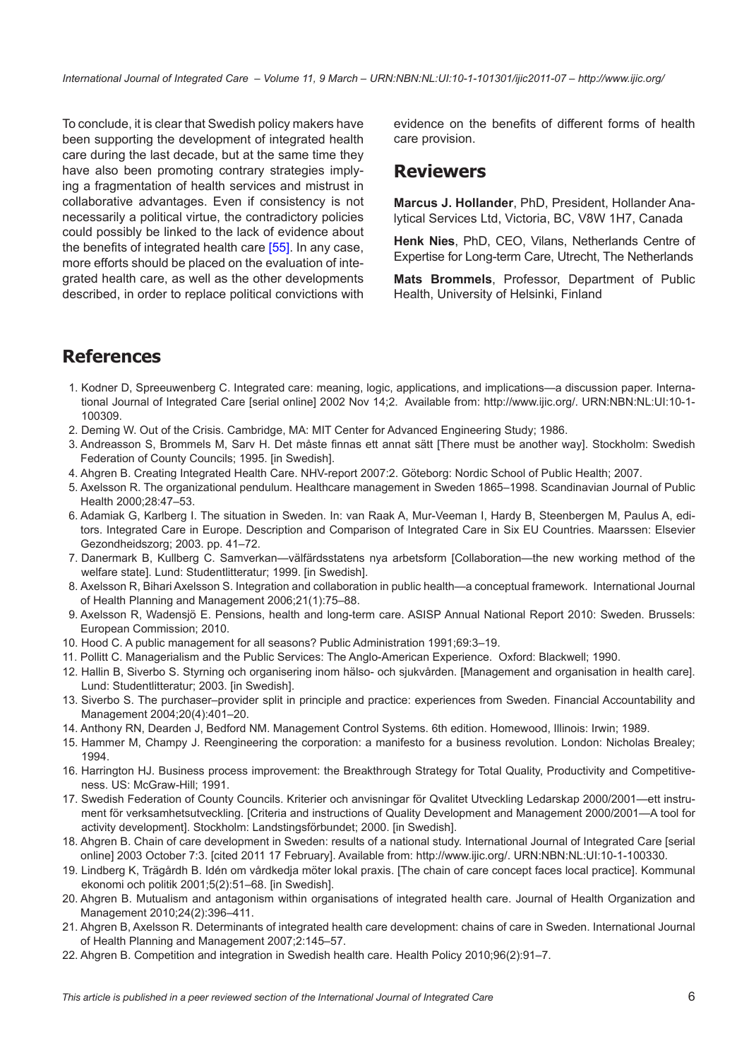To conclude, it is clear that Swedish policy makers have been supporting the development of integrated health care during the last decade, but at the same time they have also been promoting contrary strategies implying a fragmentation of health services and mistrust in collaborative advantages. Even if consistency is not necessarily a political virtue, the contradictory policies could possibly be linked to the lack of evidence about the benefits of integrated health care [55]. In any case, more efforts should be placed on the evaluation of integrated health care, as well as the other developments described, in order to replace political convictions with evidence on the benefits of different forms of health care provision.

## Reviewers

**Marcus J. Hollander**, PhD, President, Hollander Analytical Services Ltd, Victoria, BC, V8W 1H7, Canada

**Henk Nies**, PhD, CEO, Vilans, Netherlands Centre of Expertise for Long-term Care, Utrecht, The Netherlands

**Mats Brommels**, Professor, Department of Public Health, University of Helsinki, Finland

## References

1. Kodner D, Spreeuwenberg C. Integrated care: meaning, logic, applications, and implications—a discussion paper. International Journal of Integrated Care [serial online] 2002 Nov 14;2. Available from: http://www.ijic.org/. URN:NBN:NL:UI:10-1-100309.
2. Deming W. Out of the Crisis. Cambridge, MA: MIT Center for Advanced Engineering Study; 1986.
3. Andreasson S, Brommels M, Sarv H. Det måste finnas ett annat sätt [There must be another way]. Stockholm: Swedish Federation of County Councils; 1995. [in Swedish].
4. Ahgren B. Creating Integrated Health Care. NHV-report 2007:2. Göteborg: Nordic School of Public Health; 2007.
5. Axelsson R. The organizational pendulum. Healthcare management in Sweden 1865–1998. Scandinavian Journal of Public Health 2000;28:47–53.
6. Adamiak G, Karlberg I. The situation in Sweden. In: van Raak A, Mur-Veeman I, Hardy B, Steenbergen M, Paulus A, editors. Integrated Care in Europe. Description and Comparison of Integrated Care in Six EU Countries. Maarssen: Elsevier Gezondheidszorg; 2003. pp. 41–72.
7. Danermark B, Kullberg C. Samverkan—välfärdsstatens nya arbetsform [Collaboration—the new working method of the welfare state]. Lund: Studentlitteratur; 1999. [in Swedish].
8. Axelsson R, Bihari Axelsson S. Integration and collaboration in public health—a conceptual framework. International Journal of Health Planning and Management 2006;21(1):75–88.
9. Axelsson R, Wadensjö E. Pensions, health and long-term care. ASISP Annual National Report 2010: Sweden. Brussels: European Commission; 2010.
10. Hood C. A public management for all seasons? Public Administration 1991;69:3–19.
11. Pollitt C. Managerialism and the Public Services: The Anglo-American Experience. Oxford: Blackwell; 1990.
12. Hallin B, Siverbo S. Styrning och organisering inom hälso- och sjukvården. [Management and organisation in health care]. Lund: Studentlitteratur; 2003. [in Swedish].
13. Siverbo S. The purchaser–provider split in principle and practice: experiences from Sweden. Financial Accountability and Management 2004;20(4):401–20.
14. Anthony RN, Dearden J, Bedford NM. Management Control Systems. 6th edition. Homewood, Illinois: Irwin; 1989.
15. Hammer M, Champy J. Reengineering the corporation: a manifesto for a business revolution. London: Nicholas Brealey; 1994.
16. Harrington HJ. Business process improvement: the Breakthrough Strategy for Total Quality, Productivity and Competitiveness. US: McGraw-Hill; 1991.
17. Swedish Federation of County Councils. Kriterier och anvisningar för Qvalitet Utveckling Ledarskap 2000/2001—ett instrument för verksamhetsutveckling. [Criteria and instructions of Quality Development and Management 2000/2001—A tool for activity development]. Stockholm: Landstingsförbundet; 2000. [in Swedish].
18. Ahgren B. Chain of care development in Sweden: results of a national study. International Journal of Integrated Care [serial online] 2003 October 7:3. [cited 2011 17 February]. Available from: http://www.ijic.org/. URN:NBN:NL:UI:10-1-100330.
19. Lindberg K, Trägårdh B. Idén om vårdkedja möter lokal praxis. [The chain of care concept faces local practice]. Kommunal ekonomi och politik 2001;5(2):51–68. [in Swedish].
20. Ahgren B. Mutualism and antagonism within organisations of integrated health care. Journal of Health Organization and Management 2010;24(2):396–411.
21. Ahgren B, Axelsson R. Determinants of integrated health care development: chains of care in Sweden. International Journal of Health Planning and Management 2007;2:145–57.
22. Ahgren B. Competition and integration in Swedish health care. Health Policy 2010;96(2):91–7.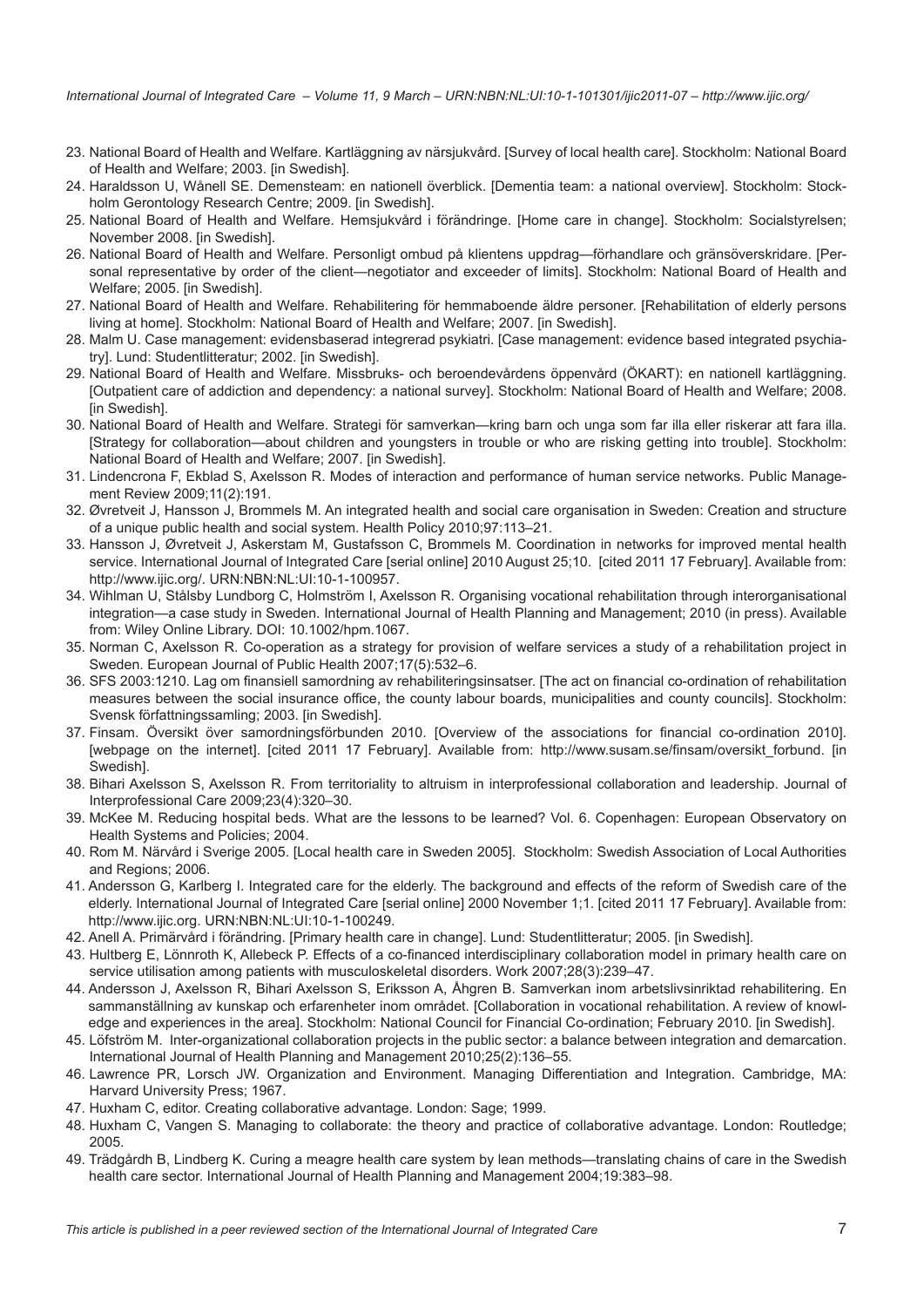23. National Board of Health and Welfare. Kartläggning av närsjukvård. [Survey of local health care]. Stockholm: National Board of Health and Welfare; 2003. [in Swedish].
24. Haraldsson U, Wånell SE. Demensteam: en nationell överblick. [Dementia team: a national overview]. Stockholm: Stockholm Gerontology Research Centre; 2009. [in Swedish].
25. National Board of Health and Welfare. Hemsjukvård i förändringe. [Home care in change]. Stockholm: Socialstyrelsen; November 2008. [in Swedish].
26. National Board of Health and Welfare. Personligt ombud på klientens uppdrag—förhandlare och gränsöverskridare. [Personal representative by order of the client—negotiator and exceeder of limits]. Stockholm: National Board of Health and Welfare; 2005. [in Swedish].
27. National Board of Health and Welfare. Rehabilitering för hemmaboende äldre personer. [Rehabilitation of elderly persons living at home]. Stockholm: National Board of Health and Welfare; 2007. [in Swedish].
28. Malm U. Case management: evidensbaserad integrerad psykiatri. [Case management: evidence based integrated psychiatry]. Lund: Studentlitteratur; 2002. [in Swedish].
29. National Board of Health and Welfare. Missbruks- och beroendevårdens öppenvård (ÖKART): en nationell kartläggning. [Outpatient care of addiction and dependency: a national survey]. Stockholm: National Board of Health and Welfare; 2008. [in Swedish].
30. National Board of Health and Welfare. Strategi för samverkan—kring barn och unga som far illa eller riskerar att fara illa. [Strategy for collaboration—about children and youngsters in trouble or who are risking getting into trouble]. Stockholm: National Board of Health and Welfare; 2007. [in Swedish].
31. Lindencrona F, Ekblad S, Axelsson R. Modes of interaction and performance of human service networks. Public Management Review 2009;11(2):191.
32. Øvretveit J, Hansson J, Brommels M. An integrated health and social care organisation in Sweden: Creation and structure of a unique public health and social system. Health Policy 2010;97:113–21.
33. Hansson J, Øvretveit J, Askerstam M, Gustafsson C, Brommels M. Coordination in networks for improved mental health service. International Journal of Integrated Care [serial online] 2010 August 25;10. [cited 2011 17 February]. Available from: http://www.ijic.org/. URN:NBN:NL:UI:10-1-100957.
34. Wihlman U, Stålsby Lundborg C, Holmström I, Axelsson R. Organising vocational rehabilitation through interorganisational integration—a case study in Sweden. International Journal of Health Planning and Management; 2010 (in press). Available from: Wiley Online Library. DOI: 10.1002/hpm.1067.
35. Norman C, Axelsson R. Co-operation as a strategy for provision of welfare services a study of a rehabilitation project in Sweden. European Journal of Public Health 2007;17(5):532–6.
36. SFS 2003:1210. Lag om finansiell samordning av rehabiliteringsinsatser. [The act on financial co-ordination of rehabilitation measures between the social insurance office, the county labour boards, municipalities and county councils]. Stockholm: Svensk författningssamling; 2003. [in Swedish].
37. Finsam. Översikt över samordningsförbunden 2010. [Overview of the associations for financial co-ordination 2010]. [webpage on the internet]. [cited 2011 17 February]. Available from: http://www.susam.se/finsam/oversikt_forbund. [in Swedish].
38. Bihari Axelsson S, Axelsson R. From territoriality to altruism in interprofessional collaboration and leadership. Journal of Interprofessional Care 2009;23(4):320–30.
39. McKee M. Reducing hospital beds. What are the lessons to be learned? Vol. 6. Copenhagen: European Observatory on Health Systems and Policies; 2004.
40. Rom M. Närvård i Sverige 2005. [Local health care in Sweden 2005]. Stockholm: Swedish Association of Local Authorities and Regions; 2006.
41. Andersson G, Karlberg I. Integrated care for the elderly. The background and effects of the reform of Swedish care of the elderly. International Journal of Integrated Care [serial online] 2000 November 1;1. [cited 2011 17 February]. Available from: http://www.ijic.org. URN:NBN:NL:UI:10-1-100249.
42. Anell A. Primärvård i förändring. [Primary health care in change]. Lund: Studentlitteratur; 2005. [in Swedish].
43. Hultberg E, Lönnroth K, Allebeck P. Effects of a co-financed interdisciplinary collaboration model in primary health care on service utilisation among patients with musculoskeletal disorders. Work 2007;28(3):239–47.
44. Andersson J, Axelsson R, Bihari Axelsson S, Eriksson A, Åhgren B. Samverkan inom arbetslivsinriktad rehabilitering. En sammanställning av kunskap och erfarenheter inom området. [Collaboration in vocational rehabilitation. A review of knowledge and experiences in the area]. Stockholm: National Council for Financial Co-ordination; February 2010. [in Swedish].
45. Löfström M. Inter-organizational collaboration projects in the public sector: a balance between integration and demarcation. International Journal of Health Planning and Management 2010;25(2):136–55.
46. Lawrence PR, Lorsch JW. Organization and Environment. Managing Differentiation and Integration. Cambridge, MA: Harvard University Press; 1967.
47. Huxham C, editor. Creating collaborative advantage. London: Sage; 1999.
48. Huxham C, Vangen S. Managing to collaborate: the theory and practice of collaborative advantage. London: Routledge; 2005.
49. Trädgårdh B, Lindberg K. Curing a meagre health care system by lean methods—translating chains of care in the Swedish health care sector. International Journal of Health Planning and Management 2004;19:383–98.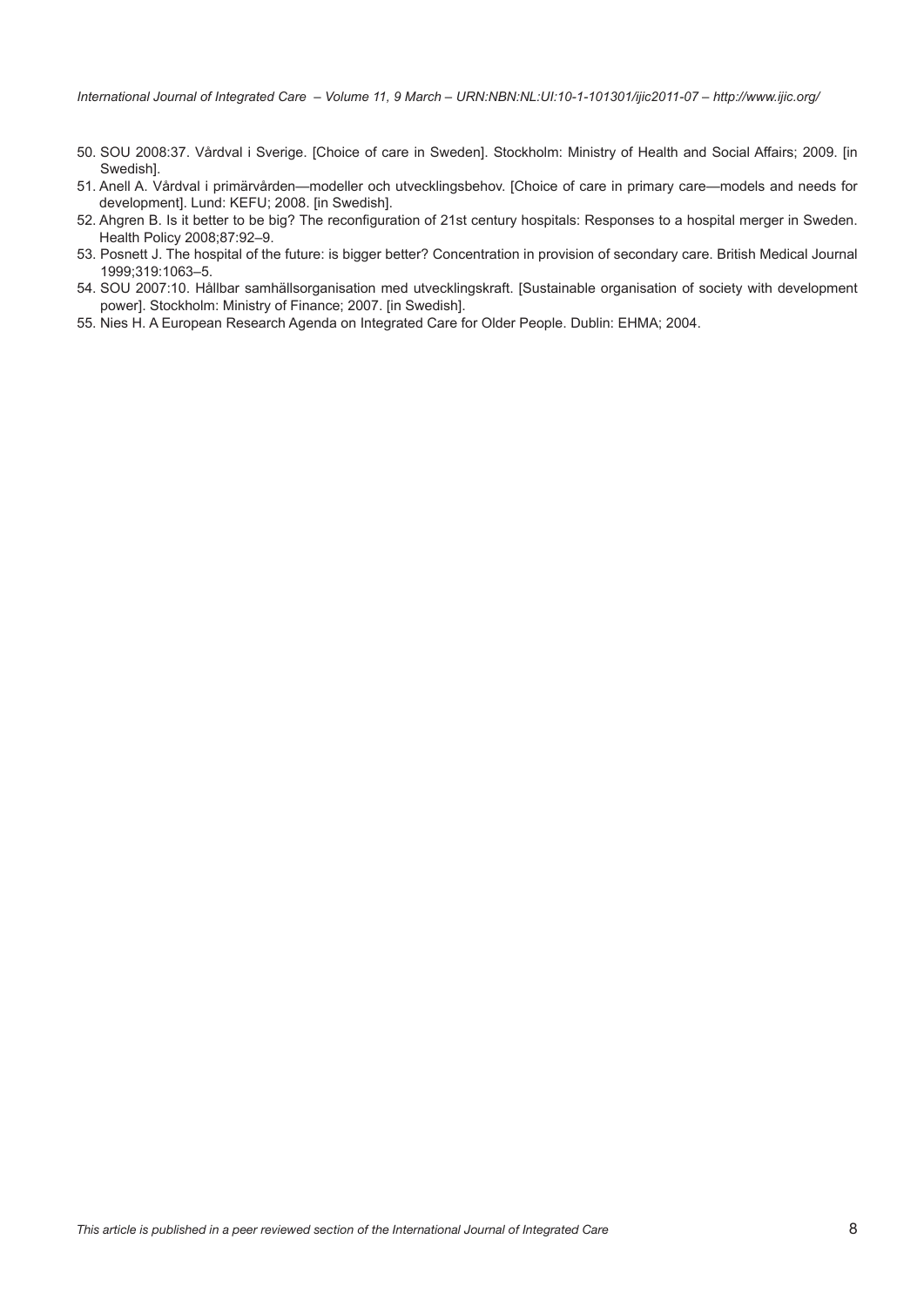50. SOU 2008:37. Vårdval i Sverige. [Choice of care in Sweden]. Stockholm: Ministry of Health and Social Affairs; 2009. [in Swedish].
51. Anell A. Vårdval i primärvården—modeller och utvecklingsbehov. [Choice of care in primary care—models and needs for development]. Lund: KEFU; 2008. [in Swedish].
52. Ahgren B. Is it better to be big? The reconfiguration of 21st century hospitals: Responses to a hospital merger in Sweden. Health Policy 2008;87:92–9.
53. Posnett J. The hospital of the future: is bigger better? Concentration in provision of secondary care. British Medical Journal 1999;319:1063–5.
54. SOU 2007:10. Hållbar samhällsorganisation med utvecklingskraft. [Sustainable organisation of society with development power]. Stockholm: Ministry of Finance; 2007. [in Swedish].
55. Nies H. A European Research Agenda on Integrated Care for Older People. Dublin: EHMA; 2004.